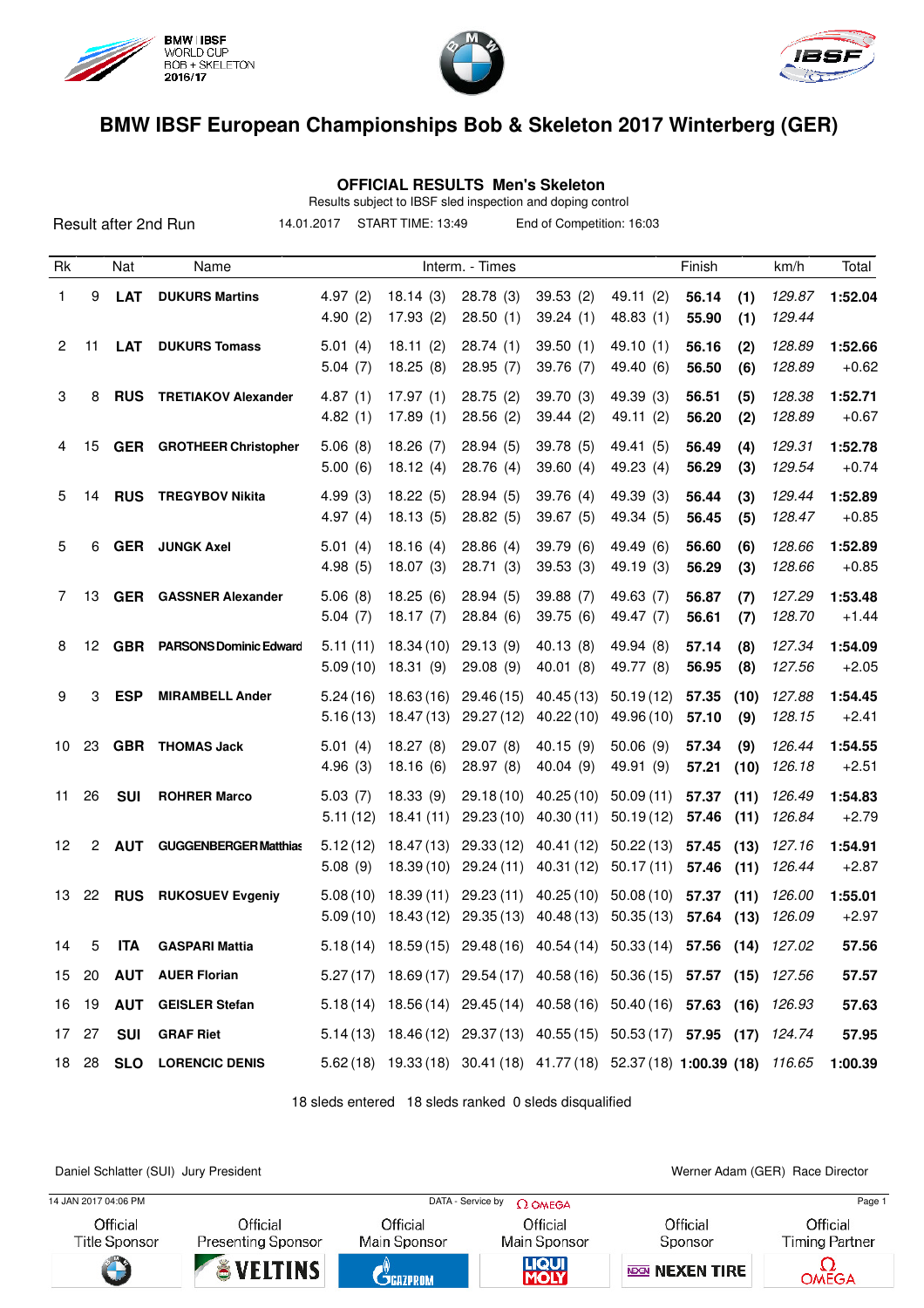BMW | IBSF WORLD CUP BOB + SKELETON 2016/17

# BMW IBSF European Championships Bob & Skeleton 2017 Winterberg (GER)

## OFFICIAL RESULTS Men's Skeleton

Results subject to IBSF sled inspection and doping control

Result after 2nd Run | 14.01.2017 | START TIME: 13:49 | End of Competition: 16:03

| Rk | | Nat | Name | Interm. - Times | | | | | Finish | | km/h | Total |
|---|---|---|---|---|---|---|---|---|---|---|---|---|
| 1 | 9 | LAT | DUKURS Martins | 4.97 (2) | 18.14 (3) | 28.78 (3) | 39.53 (2) | 49.11 (2) | **56.14** | **(1)** | *129.87* | **1:52.04** |
| | | | | 4.90 (2) | 17.93 (2) | 28.50 (1) | 39.24 (1) | 48.83 (1) | **55.90** | **(1)** | *129.44* | |
| 2 | 11 | LAT | DUKURS Tomass | 5.01 (4) | 18.11 (2) | 28.74 (1) | 39.50 (1) | 49.10 (1) | **56.16** | **(2)** | *128.89* | **1:52.66** |
| | | | | 5.04 (7) | 18.25 (8) | 28.95 (7) | 39.76 (7) | 49.40 (6) | **56.50** | **(6)** | *128.89* | +0.62 |
| 3 | 8 | RUS | TRETIAKOV Alexander | 4.87 (1) | 17.97 (1) | 28.75 (2) | 39.70 (3) | 49.39 (3) | **56.51** | **(5)** | *128.38* | **1:52.71** |
| | | | | 4.82 (1) | 17.89 (1) | 28.56 (2) | 39.44 (2) | 49.11 (2) | **56.20** | **(2)** | *128.89* | +0.67 |
| 4 | 15 | GER | GROTHEER Christopher | 5.06 (8) | 18.26 (7) | 28.94 (5) | 39.78 (5) | 49.41 (5) | **56.49** | **(4)** | *129.31* | **1:52.78** |
| | | | | 5.00 (6) | 18.12 (4) | 28.76 (4) | 39.60 (4) | 49.23 (4) | **56.29** | **(3)** | *129.54* | +0.74 |
| 5 | 14 | RUS | TREGYBOV Nikita | 4.99 (3) | 18.22 (5) | 28.94 (5) | 39.76 (4) | 49.39 (3) | **56.44** | **(3)** | *129.44* | **1:52.89** |
| | | | | 4.97 (4) | 18.13 (5) | 28.82 (5) | 39.67 (5) | 49.34 (5) | **56.45** | **(5)** | *128.47* | +0.85 |
| 5 | 6 | GER | JUNGK Axel | 5.01 (4) | 18.16 (4) | 28.86 (4) | 39.79 (6) | 49.49 (6) | **56.60** | **(6)** | *128.66* | **1:52.89** |
| | | | | 4.98 (5) | 18.07 (3) | 28.71 (3) | 39.53 (3) | 49.19 (3) | **56.29** | **(3)** | *128.66* | +0.85 |
| 7 | 13 | GER | GASSNER Alexander | 5.06 (8) | 18.25 (6) | 28.94 (5) | 39.88 (7) | 49.63 (7) | **56.87** | **(7)** | *127.29* | **1:53.48** |
| | | | | 5.04 (7) | 18.17 (7) | 28.84 (6) | 39.75 (6) | 49.47 (7) | **56.61** | **(7)** | *128.70* | +1.44 |
| 8 | 12 | GBR | PARSONS Dominic Edward | 5.11 (11) | 18.34 (10) | 29.13 (9) | 40.13 (8) | 49.94 (8) | **57.14** | **(8)** | *127.34* | **1:54.09** |
| | | | | 5.09 (10) | 18.31 (9) | 29.08 (9) | 40.01 (8) | 49.77 (8) | **56.95** | **(8)** | *127.56* | +2.05 |
| 9 | 3 | ESP | MIRAMBELL Ander | 5.24 (16) | 18.63 (16) | 29.46 (15) | 40.45 (13) | 50.19 (12) | **57.35** | **(10)** | *127.88* | **1:54.45** |
| | | | | 5.16 (13) | 18.47 (13) | 29.27 (12) | 40.22 (10) | 49.96 (10) | **57.10** | **(9)** | *128.15* | +2.41 |
| 10 | 23 | GBR | THOMAS Jack | 5.01 (4) | 18.27 (8) | 29.07 (8) | 40.15 (9) | 50.06 (9) | **57.34** | **(9)** | *126.44* | **1:54.55** |
| | | | | 4.96 (3) | 18.16 (6) | 28.97 (8) | 40.04 (9) | 49.91 (9) | **57.21** | **(10)** | *126.18* | +2.51 |
| 11 | 26 | SUI | ROHRER Marco | 5.03 (7) | 18.33 (9) | 29.18 (10) | 40.25 (10) | 50.09 (11) | **57.37** | **(11)** | *126.49* | **1:54.83** |
| | | | | 5.11 (12) | 18.41 (11) | 29.23 (10) | 40.30 (11) | 50.19 (12) | **57.46** | **(11)** | *126.84* | +2.79 |
| 12 | 2 | AUT | GUGGENBERGER Matthias | 5.12 (12) | 18.47 (13) | 29.33 (12) | 40.41 (12) | 50.22 (13) | **57.45** | **(13)** | *127.16* | **1:54.91** |
| | | | | 5.08 (9) | 18.39 (10) | 29.24 (11) | 40.31 (12) | 50.17 (11) | **57.46** | **(11)** | *126.44* | +2.87 |
| 13 | 22 | RUS | RUKOSUEV Evgeniy | 5.08 (10) | 18.39 (11) | 29.23 (11) | 40.25 (10) | 50.08 (10) | **57.37** | **(11)** | *126.00* | **1:55.01** |
| | | | | 5.09 (10) | 18.43 (12) | 29.35 (13) | 40.48 (13) | 50.35 (13) | **57.64** | **(13)** | *126.09* | +2.97 |
| 14 | 5 | ITA | GASPARI Mattia | 5.18 (14) | 18.59 (15) | 29.48 (16) | 40.54 (14) | 50.33 (14) | **57.56** | **(14)** | *127.02* | **57.56** |
| 15 | 20 | AUT | AUER Florian | 5.27 (17) | 18.69 (17) | 29.54 (17) | 40.58 (16) | 50.36 (15) | **57.57** | **(15)** | *127.56* | **57.57** |
| 16 | 19 | AUT | GEISLER Stefan | 5.18 (14) | 18.56 (14) | 29.45 (14) | 40.58 (16) | 50.40 (16) | **57.63** | **(16)** | *126.93* | **57.63** |
| 17 | 27 | SUI | GRAF Riet | 5.14 (13) | 18.46 (12) | 29.37 (13) | 40.55 (15) | 50.53 (17) | **57.95** | **(17)** | *124.74* | **57.95** |
| 18 | 28 | SLO | LORENCIC DENIS | 5.62 (18) | 19.33 (18) | 30.41 (18) | 41.77 (18) | 52.37 (18) | **1:00.39** | **(18)** | *116.65* | **1:00.39** |

18 sleds entered   18 sleds ranked   0 sleds disqualified

Daniel Schlatter (SUI) Jury President

Werner Adam (GER) Race Director

14 JAN 2017 04:06 PM — DATA - Service by OMEGA

Official Title Sponsor | Official Presenting Sponsor | Official Main Sponsor | Official Main Sponsor | Official Sponsor | Official Timing Partner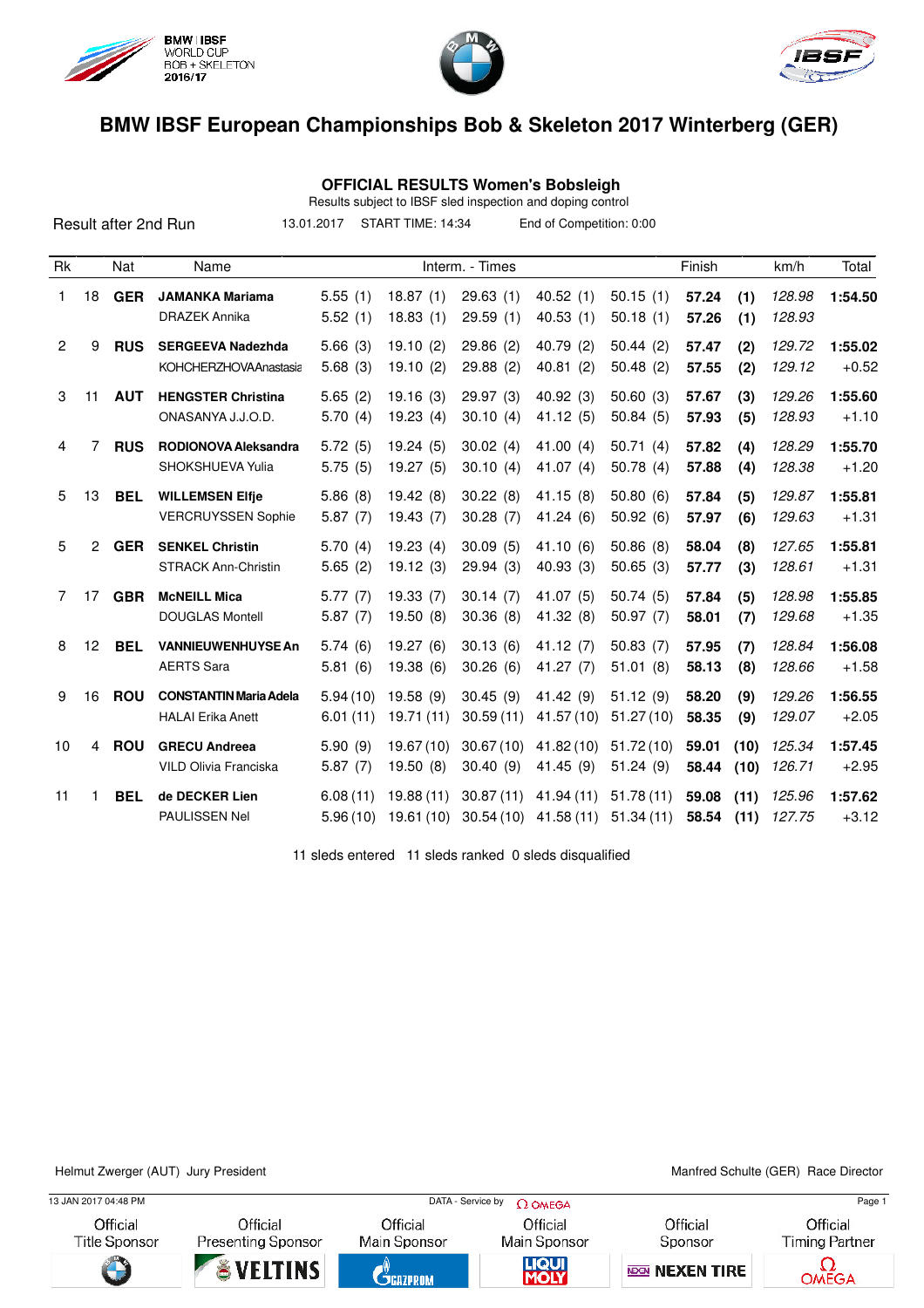# BMW IBSF European Championships Bob & Skeleton 2017 Winterberg (GER)

## OFFICIAL RESULTS Women's Bobsleigh

Results subject to IBSF sled inspection and doping control

Result after 2nd Run | 13.01.2017 | START TIME: 14:34 | End of Competition: 0:00

| Rk | | Nat | Name | Interm. - Times | | | | | Finish | | km/h | Total |
|---|---|---|---|---|---|---|---|---|---|---|---|---|
| 1 | 18 | **GER** | **JAMANKA Mariama** | 5.55 (1) | 18.87 (1) | 29.63 (1) | 40.52 (1) | 50.15 (1) | **57.24** | **(1)** | *128.98* | **1:54.50** |
| | | | DRAZEK Annika | 5.52 (1) | 18.83 (1) | 29.59 (1) | 40.53 (1) | 50.18 (1) | **57.26** | **(1)** | *128.93* | |
| 2 | 9 | **RUS** | **SERGEEVA Nadezhda** | 5.66 (3) | 19.10 (2) | 29.86 (2) | 40.79 (2) | 50.44 (2) | **57.47** | **(2)** | *129.72* | **1:55.02** |
| | | | KOHCHERZHOVAAnastasia | 5.68 (3) | 19.10 (2) | 29.88 (2) | 40.81 (2) | 50.48 (2) | **57.55** | **(2)** | *129.12* | +0.52 |
| 3 | 11 | **AUT** | **HENGSTER Christina** | 5.65 (2) | 19.16 (3) | 29.97 (3) | 40.92 (3) | 50.60 (3) | **57.67** | **(3)** | *129.26* | **1:55.60** |
| | | | ONASANYA J.J.O.D. | 5.70 (4) | 19.23 (4) | 30.10 (4) | 41.12 (5) | 50.84 (5) | **57.93** | **(5)** | *128.93* | +1.10 |
| 4 | 7 | **RUS** | **RODIONOVA Aleksandra** | 5.72 (5) | 19.24 (5) | 30.02 (4) | 41.00 (4) | 50.71 (4) | **57.82** | **(4)** | *128.29* | **1:55.70** |
| | | | SHOKSHUEVA Yulia | 5.75 (5) | 19.27 (5) | 30.10 (4) | 41.07 (4) | 50.78 (4) | **57.88** | **(4)** | *128.38* | +1.20 |
| 5 | 13 | **BEL** | **WILLEMSEN Elfje** | 5.86 (8) | 19.42 (8) | 30.22 (8) | 41.15 (8) | 50.80 (6) | **57.84** | **(5)** | *129.87* | **1:55.81** |
| | | | VERCRUYSSEN Sophie | 5.87 (7) | 19.43 (7) | 30.28 (7) | 41.24 (6) | 50.92 (6) | **57.97** | **(6)** | *129.63* | +1.31 |
| 5 | 2 | **GER** | **SENKEL Christin** | 5.70 (4) | 19.23 (4) | 30.09 (5) | 41.10 (6) | 50.86 (8) | **58.04** | **(8)** | *127.65* | **1:55.81** |
| | | | STRACK Ann-Christin | 5.65 (2) | 19.12 (3) | 29.94 (3) | 40.93 (3) | 50.65 (3) | **57.77** | **(3)** | *128.61* | +1.31 |
| 7 | 17 | **GBR** | **McNEILL Mica** | 5.77 (7) | 19.33 (7) | 30.14 (7) | 41.07 (5) | 50.74 (5) | **57.84** | **(5)** | *128.98* | **1:55.85** |
| | | | DOUGLAS Montell | 5.87 (7) | 19.50 (8) | 30.36 (8) | 41.32 (8) | 50.97 (7) | **58.01** | **(7)** | *129.68* | +1.35 |
| 8 | 12 | **BEL** | **VANNIEUWENHUYSE An** | 5.74 (6) | 19.27 (6) | 30.13 (6) | 41.12 (7) | 50.83 (7) | **57.95** | **(7)** | *128.84* | **1:56.08** |
| | | | AERTS Sara | 5.81 (6) | 19.38 (6) | 30.26 (6) | 41.27 (7) | 51.01 (8) | **58.13** | **(8)** | *128.66* | +1.58 |
| 9 | 16 | **ROU** | **CONSTANTIN Maria Adela** | 5.94 (10) | 19.58 (9) | 30.45 (9) | 41.42 (9) | 51.12 (9) | **58.20** | **(9)** | *129.26* | **1:56.55** |
| | | | HALAI Erika Anett | 6.01 (11) | 19.71 (11) | 30.59 (11) | 41.57 (10) | 51.27 (10) | **58.35** | **(9)** | *129.07* | +2.05 |
| 10 | 4 | **ROU** | **GRECU Andreea** | 5.90 (9) | 19.67 (10) | 30.67 (10) | 41.82 (10) | 51.72 (10) | **59.01** | **(10)** | *125.34* | **1:57.45** |
| | | | VILD Olivia Franciska | 5.87 (7) | 19.50 (8) | 30.40 (9) | 41.45 (9) | 51.24 (9) | **58.44** | **(10)** | *126.71* | +2.95 |
| 11 | 1 | **BEL** | **de DECKER Lien** | 6.08 (11) | 19.88 (11) | 30.87 (11) | 41.94 (11) | 51.78 (11) | **59.08** | **(11)** | *125.96* | **1:57.62** |
| | | | PAULISSEN Nel | 5.96 (10) | 19.61 (10) | 30.54 (10) | 41.58 (11) | 51.34 (11) | **58.54** | **(11)** | *127.75* | +3.12 |

11 sleds entered 11 sleds ranked 0 sleds disqualified

Helmut Zwerger (AUT) Jury President

Manfred Schulte (GER) Race Director

13 JAN 2017 04:48 PM — DATA - Service by OMEGA

Official Title Sponsor | Official Presenting Sponsor | Official Main Sponsor | Official Main Sponsor | Official Sponsor | Official Timing Partner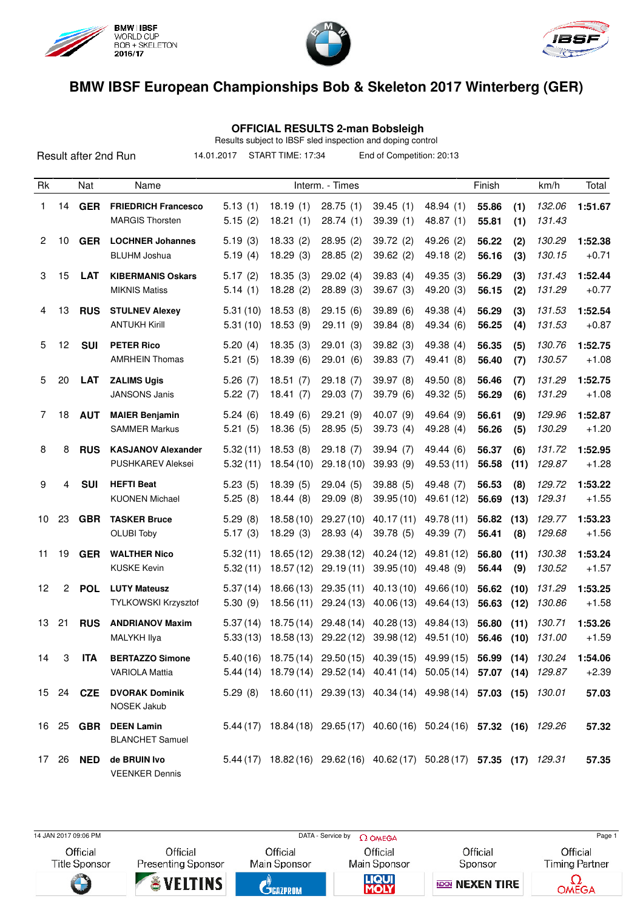# BMW IBSF European Championships Bob & Skeleton 2017 Winterberg (GER)

## OFFICIAL RESULTS 2-man Bobsleigh

Results subject to IBSF sled inspection and doping control

Result after 2nd Run 14.01.2017 START TIME: 17:34 End of Competition: 20:13

| Rk | | Nat | Name | Interm. - Times | | | | | Finish | | km/h | Total |
|---|---|---|---|---|---|---|---|---|---|---|---|---|
| 1 | 14 | **GER** | **FRIEDRICH Francesco** | 5.13 (1) | 18.19 (1) | 28.75 (1) | 39.45 (1) | 48.94 (1) | **55.86** | **(1)** | *132.06* | **1:51.67** |
| | | | MARGIS Thorsten | 5.15 (2) | 18.21 (1) | 28.74 (1) | 39.39 (1) | 48.87 (1) | **55.81** | **(1)** | *131.43* | |
| 2 | 10 | **GER** | **LOCHNER Johannes** | 5.19 (3) | 18.33 (2) | 28.95 (2) | 39.72 (2) | 49.26 (2) | **56.22** | **(2)** | *130.29* | **1:52.38** |
| | | | BLUHM Joshua | 5.19 (4) | 18.29 (3) | 28.85 (2) | 39.62 (2) | 49.18 (2) | **56.16** | **(3)** | *130.15* | +0.71 |
| 3 | 15 | **LAT** | **KIBERMANIS Oskars** | 5.17 (2) | 18.35 (3) | 29.02 (4) | 39.83 (4) | 49.35 (3) | **56.29** | **(3)** | *131.43* | **1:52.44** |
| | | | MIKNIS Matiss | 5.14 (1) | 18.28 (2) | 28.89 (3) | 39.67 (3) | 49.20 (3) | **56.15** | **(2)** | *131.29* | +0.77 |
| 4 | 13 | **RUS** | **STULNEV Alexey** | 5.31 (10) | 18.53 (8) | 29.15 (6) | 39.89 (6) | 49.38 (4) | **56.29** | **(3)** | *131.53* | **1:52.54** |
| | | | ANTUKH Kirill | 5.31 (10) | 18.53 (9) | 29.11 (9) | 39.84 (8) | 49.34 (6) | **56.25** | **(4)** | *131.53* | +0.87 |
| 5 | 12 | **SUI** | **PETER Rico** | 5.20 (4) | 18.35 (3) | 29.01 (3) | 39.82 (3) | 49.38 (4) | **56.35** | **(5)** | *130.76* | **1:52.75** |
| | | | AMRHEIN Thomas | 5.21 (5) | 18.39 (6) | 29.01 (6) | 39.83 (7) | 49.41 (8) | **56.40** | **(7)** | *130.57* | +1.08 |
| 5 | 20 | **LAT** | **ZALIMS Ugis** | 5.26 (7) | 18.51 (7) | 29.18 (7) | 39.97 (8) | 49.50 (8) | **56.46** | **(7)** | *131.29* | **1:52.75** |
| | | | JANSONS Janis | 5.22 (7) | 18.41 (7) | 29.03 (7) | 39.79 (6) | 49.32 (5) | **56.29** | **(6)** | *131.29* | +1.08 |
| 7 | 18 | **AUT** | **MAIER Benjamin** | 5.24 (6) | 18.49 (6) | 29.21 (9) | 40.07 (9) | 49.64 (9) | **56.61** | **(9)** | *129.96* | **1:52.87** |
| | | | SAMMER Markus | 5.21 (5) | 18.36 (5) | 28.95 (5) | 39.73 (4) | 49.28 (4) | **56.26** | **(5)** | *130.29* | +1.20 |
| 8 | 8 | **RUS** | **KASJANOV Alexander** | 5.32 (11) | 18.53 (8) | 29.18 (7) | 39.94 (7) | 49.44 (6) | **56.37** | **(6)** | *131.72* | **1:52.95** |
| | | | PUSHKAREV Aleksei | 5.32 (11) | 18.54 (10) | 29.18 (10) | 39.93 (9) | 49.53 (11) | **56.58** | **(11)** | *129.87* | +1.28 |
| 9 | 4 | **SUI** | **HEFTI Beat** | 5.23 (5) | 18.39 (5) | 29.04 (5) | 39.88 (5) | 49.48 (7) | **56.53** | **(8)** | *129.72* | **1:53.22** |
| | | | KUONEN Michael | 5.25 (8) | 18.44 (8) | 29.09 (8) | 39.95 (10) | 49.61 (12) | **56.69** | **(13)** | *129.31* | +1.55 |
| 10 | 23 | **GBR** | **TASKER Bruce** | 5.29 (8) | 18.58 (10) | 29.27 (10) | 40.17 (11) | 49.78 (11) | **56.82** | **(13)** | *129.77* | **1:53.23** |
| | | | OLUBI Toby | 5.17 (3) | 18.29 (3) | 28.93 (4) | 39.78 (5) | 49.39 (7) | **56.41** | **(8)** | *129.68* | +1.56 |
| 11 | 19 | **GER** | **WALTHER Nico** | 5.32 (11) | 18.65 (12) | 29.38 (12) | 40.24 (12) | 49.81 (12) | **56.80** | **(11)** | *130.38* | **1:53.24** |
| | | | KUSKE Kevin | 5.32 (11) | 18.57 (12) | 29.19 (11) | 39.95 (10) | 49.48 (9) | **56.44** | **(9)** | *130.52* | +1.57 |
| 12 | 2 | **POL** | **LUTY Mateusz** | 5.37 (14) | 18.66 (13) | 29.35 (11) | 40.13 (10) | 49.66 (10) | **56.62** | **(10)** | *131.29* | **1:53.25** |
| | | | TYLKOWSKI Krzysztof | 5.30 (9) | 18.56 (11) | 29.24 (13) | 40.06 (13) | 49.64 (13) | **56.63** | **(12)** | *130.86* | +1.58 |
| 13 | 21 | **RUS** | **ANDRIANOV Maxim** | 5.37 (14) | 18.75 (14) | 29.48 (14) | 40.28 (13) | 49.84 (13) | **56.80** | **(11)** | *130.71* | **1:53.26** |
| | | | MALYKH Ilya | 5.33 (13) | 18.58 (13) | 29.22 (12) | 39.98 (12) | 49.51 (10) | **56.46** | **(10)** | *131.00* | +1.59 |
| 14 | 3 | **ITA** | **BERTAZZO Simone** | 5.40 (16) | 18.75 (14) | 29.50 (15) | 40.39 (15) | 49.99 (15) | **56.99** | **(14)** | *130.24* | **1:54.06** |
| | | | VARIOLA Mattia | 5.44 (14) | 18.79 (14) | 29.52 (14) | 40.41 (14) | 50.05 (14) | **57.07** | **(14)** | *129.87* | +2.39 |
| 15 | 24 | **CZE** | **DVORAK Dominik** | 5.29 (8) | 18.60 (11) | 29.39 (13) | 40.34 (14) | 49.98 (14) | **57.03** | **(15)** | *130.01* | **57.03** |
| | | | NOSEK Jakub | | | | | | | | | |
| 16 | 25 | **GBR** | **DEEN Lamin** | 5.44 (17) | 18.84 (18) | 29.65 (17) | 40.60 (16) | 50.24 (16) | **57.32** | **(16)** | *129.26* | **57.32** |
| | | | BLANCHET Samuel | | | | | | | | | |
| 17 | 26 | **NED** | **de BRUIN Ivo** | 5.44 (17) | 18.82 (16) | 29.62 (16) | 40.62 (17) | 50.28 (17) | **57.35** | **(17)** | *129.31* | **57.35** |
| | | | VEENKER Dennis | | | | | | | | | |

14 JAN 2017 09:06 PM — DATA - Service by OMEGA

Official Title Sponsor · Official Presenting Sponsor · Official Main Sponsor · Official Main Sponsor · Official Sponsor · Official Timing Partner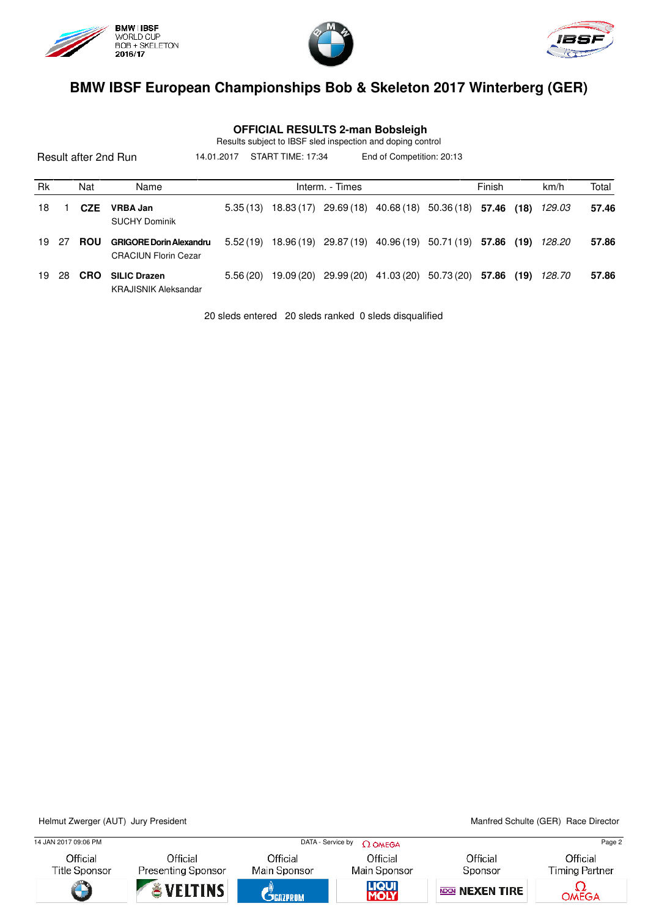# BMW IBSF European Championships Bob & Skeleton 2017 Winterberg (GER)

## OFFICIAL RESULTS 2-man Bobsleigh

Results subject to IBSF sled inspection and doping control

Result after 2nd Run    14.01.2017    START TIME: 17:34    End of Competition: 20:13

| Rk | | Nat | Name | Interm. - Times | | | | | Finish | | km/h | Total |
|---|---|---|---|---|---|---|---|---|---|---|---|---|
| 18 | 1 | **CZE** | **VRBA Jan**<br>SUCHY Dominik | 5.35 (13) | 18.83 (17) | 29.69 (18) | 40.68 (18) | 50.36 (18) | **57.46** | **(18)** | *129.03* | **57.46** |
| 19 | 27 | **ROU** | **GRIGORE Dorin Alexandru**<br>CRACIUN Florin Cezar | 5.52 (19) | 18.96 (19) | 29.87 (19) | 40.96 (19) | 50.71 (19) | **57.86** | **(19)** | *128.20* | **57.86** |
| 19 | 28 | **CRO** | **SILIC Drazen**<br>KRAJISNIK Aleksandar | 5.56 (20) | 19.09 (20) | 29.99 (20) | 41.03 (20) | 50.73 (20) | **57.86** | **(19)** | *128.70* | **57.86** |

20 sleds entered   20 sleds ranked   0 sleds disqualified

Helmut Zwerger (AUT) Jury President

Manfred Schulte (GER) Race Director

14 JAN 2017 09:06 PM    DATA - Service by OMEGA

Official Title Sponsor | Official Presenting Sponsor | Official Main Sponsor | Official Main Sponsor | Official Sponsor | Official Timing Partner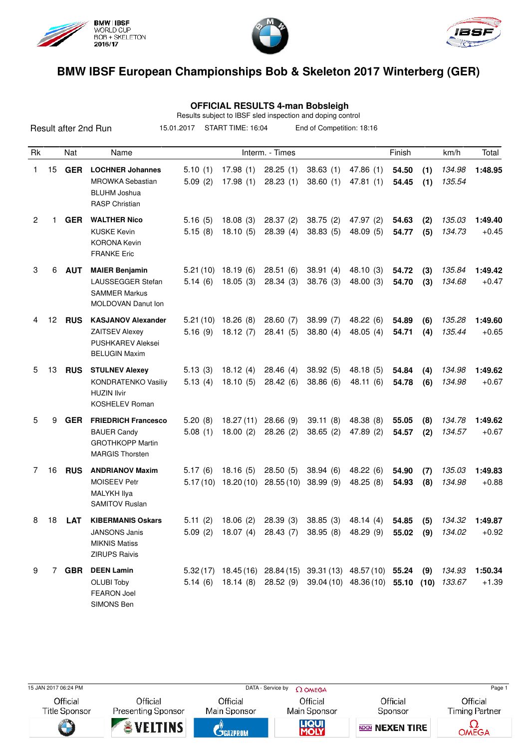# BMW IBSF European Championships Bob & Skeleton 2017 Winterberg (GER)

## OFFICIAL RESULTS 4-man Bobsleigh

Results subject to IBSF sled inspection and doping control

Result after 2nd Run    15.01.2017    START TIME: 16:04    End of Competition: 18:16

| Rk | | Nat | Name | Interm. - Times | | | | | Finish | | km/h | Total |
|---|---|---|---|---|---|---|---|---|---|---|---|---|
| 1 | 15 | **GER** | **LOCHNER Johannes** | 5.10 (1) | 17.98 (1) | 28.25 (1) | 38.63 (1) | 47.86 (1) | **54.50** | **(1)** | *134.98* | **1:48.95** |
| | | | MROWKA Sebastian | 5.09 (2) | 17.98 (1) | 28.23 (1) | 38.60 (1) | 47.81 (1) | **54.45** | **(1)** | *135.54* | |
| | | | BLUHM Joshua | | | | | | | | | |
| | | | RASP Christian | | | | | | | | | |
| 2 | 1 | **GER** | **WALTHER Nico** | 5.16 (5) | 18.08 (3) | 28.37 (2) | 38.75 (2) | 47.97 (2) | **54.63** | **(2)** | *135.03* | **1:49.40** |
| | | | KUSKE Kevin | 5.15 (8) | 18.10 (5) | 28.39 (4) | 38.83 (5) | 48.09 (5) | **54.77** | **(5)** | *134.73* | +0.45 |
| | | | KORONA Kevin | | | | | | | | | |
| | | | FRANKE Eric | | | | | | | | | |
| 3 | 6 | **AUT** | **MAIER Benjamin** | 5.21 (10) | 18.19 (6) | 28.51 (6) | 38.91 (4) | 48.10 (3) | **54.72** | **(3)** | *135.84* | **1:49.42** |
| | | | LAUSSEGGER Stefan | 5.14 (6) | 18.05 (3) | 28.34 (3) | 38.76 (3) | 48.00 (3) | **54.70** | **(3)** | *134.68* | +0.47 |
| | | | SAMMER Markus | | | | | | | | | |
| | | | MOLDOVAN Danut Ion | | | | | | | | | |
| 4 | 12 | **RUS** | **KASJANOV Alexander** | 5.21 (10) | 18.26 (8) | 28.60 (7) | 38.99 (7) | 48.22 (6) | **54.89** | **(6)** | *135.28* | **1:49.60** |
| | | | ZAITSEV Alexey | 5.16 (9) | 18.12 (7) | 28.41 (5) | 38.80 (4) | 48.05 (4) | **54.71** | **(4)** | *135.44* | +0.65 |
| | | | PUSHKAREV Aleksei | | | | | | | | | |
| | | | BELUGIN Maxim | | | | | | | | | |
| 5 | 13 | **RUS** | **STULNEV Alexey** | 5.13 (3) | 18.12 (4) | 28.46 (4) | 38.92 (5) | 48.18 (5) | **54.84** | **(4)** | *134.98* | **1:49.62** |
| | | | KONDRATENKO Vasiliy | 5.13 (4) | 18.10 (5) | 28.42 (6) | 38.86 (6) | 48.11 (6) | **54.78** | **(6)** | *134.98* | +0.67 |
| | | | HUZIN Ilvir | | | | | | | | | |
| | | | KOSHELEV Roman | | | | | | | | | |
| 5 | 9 | **GER** | **FRIEDRICH Francesco** | 5.20 (8) | 18.27 (11) | 28.66 (9) | 39.11 (8) | 48.38 (8) | **55.05** | **(8)** | *134.78* | **1:49.62** |
| | | | BAUER Candy | 5.08 (1) | 18.00 (2) | 28.26 (2) | 38.65 (2) | 47.89 (2) | **54.57** | **(2)** | *134.57* | +0.67 |
| | | | GROTHKOPP Martin | | | | | | | | | |
| | | | MARGIS Thorsten | | | | | | | | | |
| 7 | 16 | **RUS** | **ANDRIANOV Maxim** | 5.17 (6) | 18.16 (5) | 28.50 (5) | 38.94 (6) | 48.22 (6) | **54.90** | **(7)** | *135.03* | **1:49.83** |
| | | | MOISEEV Petr | 5.17 (10) | 18.20 (10) | 28.55 (10) | 38.99 (9) | 48.25 (8) | **54.93** | **(8)** | *134.98* | +0.88 |
| | | | MALYKH Ilya | | | | | | | | | |
| | | | SAMITOV Ruslan | | | | | | | | | |
| 8 | 18 | **LAT** | **KIBERMANIS Oskars** | 5.11 (2) | 18.06 (2) | 28.39 (3) | 38.85 (3) | 48.14 (4) | **54.85** | **(5)** | *134.32* | **1:49.87** |
| | | | JANSONS Janis | 5.09 (2) | 18.07 (4) | 28.43 (7) | 38.95 (8) | 48.29 (9) | **55.02** | **(9)** | *134.02* | +0.92 |
| | | | MIKNIS Matiss | | | | | | | | | |
| | | | ZIRUPS Raivis | | | | | | | | | |
| 9 | 7 | **GBR** | **DEEN Lamin** | 5.32 (17) | 18.45 (16) | 28.84 (15) | 39.31 (13) | 48.57 (10) | **55.24** | **(9)** | *134.93* | **1:50.34** |
| | | | OLUBI Toby | 5.14 (6) | 18.14 (8) | 28.52 (9) | 39.04 (10) | 48.36 (10) | **55.10** | **(10)** | *133.67* | +1.39 |
| | | | FEARON Joel | | | | | | | | | |
| | | | SIMONS Ben | | | | | | | | | |

15 JAN 2017 06:24 PM    DATA - Service by OMEGA

| Official Title Sponsor | Official Presenting Sponsor | Official Main Sponsor | Official Main Sponsor | Official Sponsor | Official Timing Partner |
|---|---|---|---|---|---|
| BMW | VELTINS | GAZPROM | LIQUI MOLY | NEXEN TIRE | OMEGA |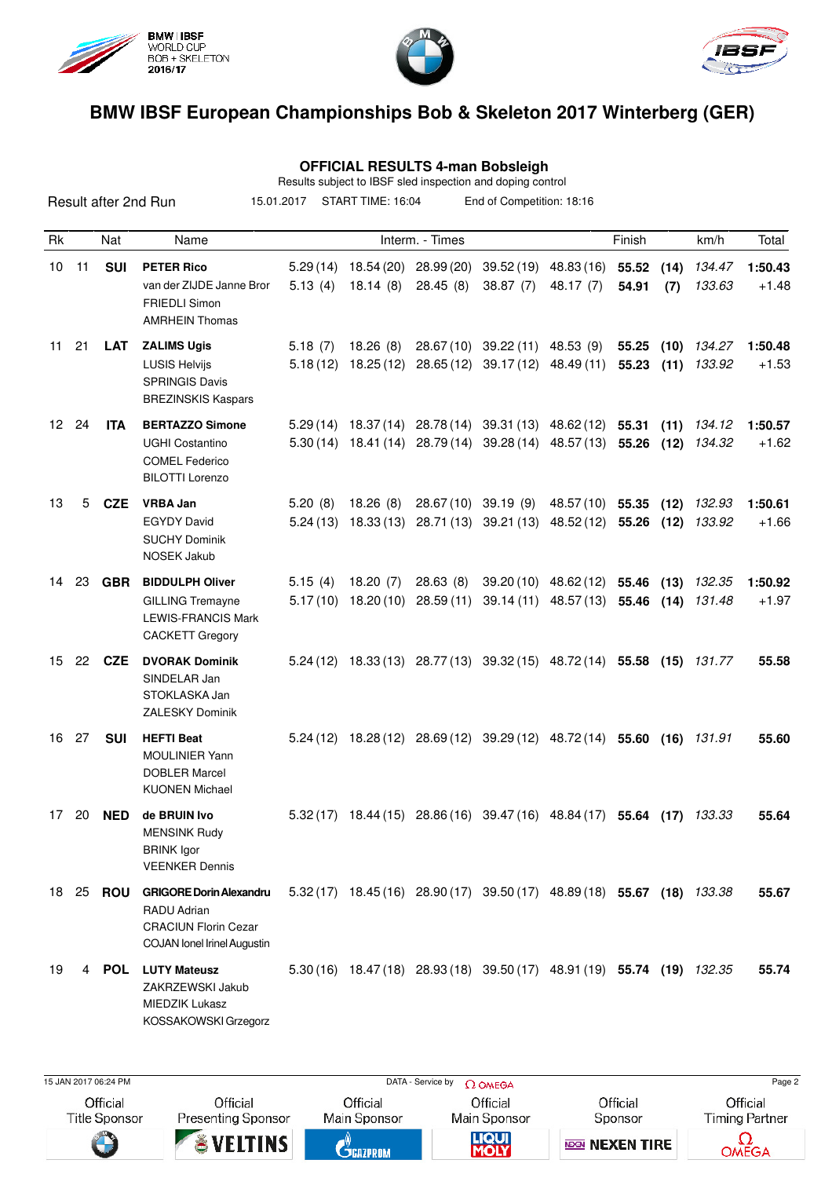# BMW IBSF European Championships Bob & Skeleton 2017 Winterberg (GER)

## OFFICIAL RESULTS 4-man Bobsleigh

Results subject to IBSF sled inspection and doping control

Result after 2nd Run | 15.01.2017 | START TIME: 16:04 | End of Competition: 18:16

| Rk | | Nat | Name | Interm. - Times | | | | | Finish | | km/h | Total |
|---|---|---|---|---|---|---|---|---|---|---|---|---|
| 10 | 11 | SUI | **PETER Rico** | 5.29 (14) | 18.54 (20) | 28.99 (20) | 39.52 (19) | 48.83 (16) | **55.52** | **(14)** | *134.47* | **1:50.43** |
| | | | van der ZIJDE Janne Bror | 5.13 (4) | 18.14 (8) | 28.45 (8) | 38.87 (7) | 48.17 (7) | **54.91** | **(7)** | *133.63* | +1.48 |
| | | | FRIEDLI Simon | | | | | | | | | |
| | | | AMRHEIN Thomas | | | | | | | | | |
| 11 | 21 | LAT | **ZALIMS Ugis** | 5.18 (7) | 18.26 (8) | 28.67 (10) | 39.22 (11) | 48.53 (9) | **55.25** | **(10)** | *134.27* | **1:50.48** |
| | | | LUSIS Helvijs | 5.18 (12) | 18.25 (12) | 28.65 (12) | 39.17 (12) | 48.49 (11) | **55.23** | **(11)** | *133.92* | +1.53 |
| | | | SPRINGIS Davis | | | | | | | | | |
| | | | BREZINSKIS Kaspars | | | | | | | | | |
| 12 | 24 | ITA | **BERTAZZO Simone** | 5.29 (14) | 18.37 (14) | 28.78 (14) | 39.31 (13) | 48.62 (12) | **55.31** | **(11)** | *134.12* | **1:50.57** |
| | | | UGHI Costantino | 5.30 (14) | 18.41 (14) | 28.79 (14) | 39.28 (14) | 48.57 (13) | **55.26** | **(12)** | *134.32* | +1.62 |
| | | | COMEL Federico | | | | | | | | | |
| | | | BILOTTI Lorenzo | | | | | | | | | |
| 13 | 5 | CZE | **VRBA Jan** | 5.20 (8) | 18.26 (8) | 28.67 (10) | 39.19 (9) | 48.57 (10) | **55.35** | **(12)** | *132.93* | **1:50.61** |
| | | | EGYDY David | 5.24 (13) | 18.33 (13) | 28.71 (13) | 39.21 (13) | 48.52 (12) | **55.26** | **(12)** | *133.92* | +1.66 |
| | | | SUCHY Dominik | | | | | | | | | |
| | | | NOSEK Jakub | | | | | | | | | |
| 14 | 23 | GBR | **BIDDULPH Oliver** | 5.15 (4) | 18.20 (7) | 28.63 (8) | 39.20 (10) | 48.62 (12) | **55.46** | **(13)** | *132.35* | **1:50.92** |
| | | | GILLING Tremayne | 5.17 (10) | 18.20 (10) | 28.59 (11) | 39.14 (11) | 48.57 (13) | **55.46** | **(14)** | *131.48* | +1.97 |
| | | | LEWIS-FRANCIS Mark | | | | | | | | | |
| | | | CACKETT Gregory | | | | | | | | | |
| 15 | 22 | CZE | **DVORAK Dominik** | 5.24 (12) | 18.33 (13) | 28.77 (13) | 39.32 (15) | 48.72 (14) | **55.58** | **(15)** | *131.77* | **55.58** |
| | | | SINDELAR Jan | | | | | | | | | |
| | | | STOKLASKA Jan | | | | | | | | | |
| | | | ZALESKY Dominik | | | | | | | | | |
| 16 | 27 | SUI | **HEFTI Beat** | 5.24 (12) | 18.28 (12) | 28.69 (12) | 39.29 (12) | 48.72 (14) | **55.60** | **(16)** | *131.91* | **55.60** |
| | | | MOULINIER Yann | | | | | | | | | |
| | | | DOBLER Marcel | | | | | | | | | |
| | | | KUONEN Michael | | | | | | | | | |
| 17 | 20 | NED | **de BRUIN Ivo** | 5.32 (17) | 18.44 (15) | 28.86 (16) | 39.47 (16) | 48.84 (17) | **55.64** | **(17)** | *133.33* | **55.64** |
| | | | MENSINK Rudy | | | | | | | | | |
| | | | BRINK Igor | | | | | | | | | |
| | | | VEENKER Dennis | | | | | | | | | |
| 18 | 25 | ROU | **GRIGORE Dorin Alexandru** | 5.32 (17) | 18.45 (16) | 28.90 (17) | 39.50 (17) | 48.89 (18) | **55.67** | **(18)** | *133.38* | **55.67** |
| | | | RADU Adrian | | | | | | | | | |
| | | | CRACIUN Florin Cezar | | | | | | | | | |
| | | | COJAN Ionel Irinel Augustin | | | | | | | | | |
| 19 | 4 | POL | **LUTY Mateusz** | 5.30 (16) | 18.47 (18) | 28.93 (18) | 39.50 (17) | 48.91 (19) | **55.74** | **(19)** | *132.35* | **55.74** |
| | | | ZAKRZEWSKI Jakub | | | | | | | | | |
| | | | MIEDZIK Lukasz | | | | | | | | | |
| | | | KOSSAKOWSKI Grzegorz | | | | | | | | | |

15 JAN 2017 06:24 PM — DATA - Service by OMEGA

Official Title Sponsor | Official Presenting Sponsor: VELTINS | Official Main Sponsor: GAZPROM | Official Main Sponsor: LIQUI MOLY | Official Sponsor: NEXEN TIRE | Official Timing Partner: OMEGA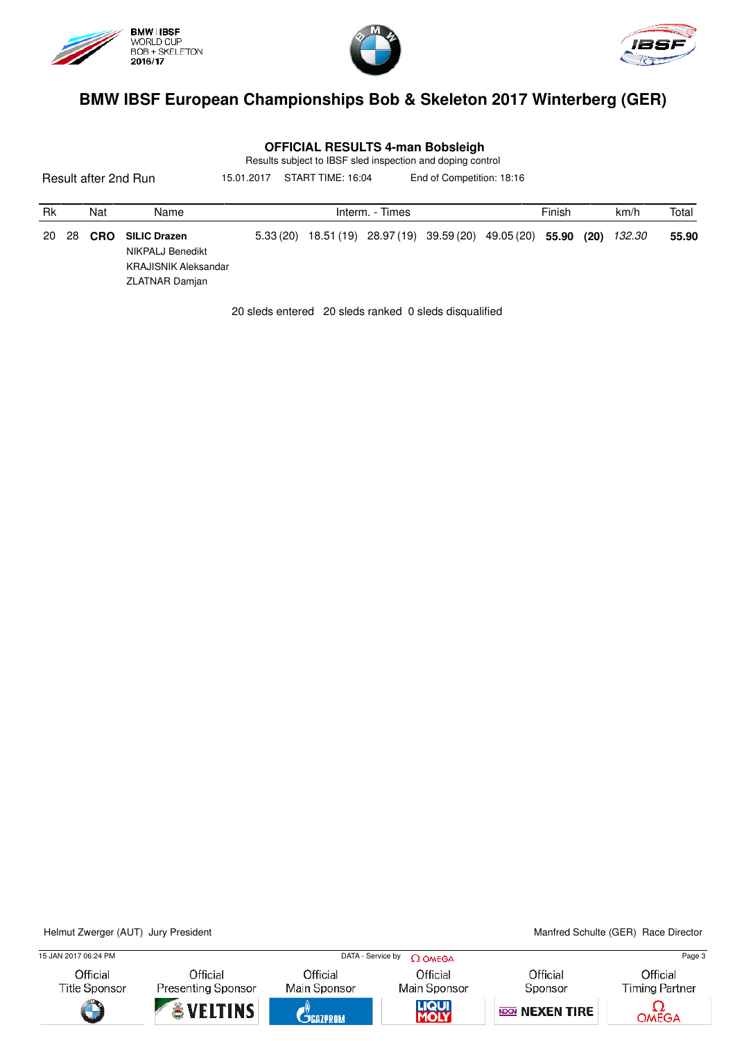# BMW IBSF European Championships Bob & Skeleton 2017 Winterberg (GER)

## OFFICIAL RESULTS 4-man Bobsleigh

Results subject to IBSF sled inspection and doping control

Result after 2nd Run | 15.01.2017 | START TIME: 16:04 | End of Competition: 18:16

| Rk | | Nat | Name | Interm. - Times | | | | | Finish | | km/h | Total |
|---|---|---|---|---|---|---|---|---|---|---|---|---|
| 20 | 28 | **CRO** | **SILIC Drazen**<br>NIKPALJ Benedikt<br>KRAJISNIK Aleksandar<br>ZLATNAR Damjan | 5.33 (20) | 18.51 (19) | 28.97 (19) | 39.59 (20) | 49.05 (20) | **55.90** | **(20)** | *132.30* | **55.90** |

20 sleds entered 20 sleds ranked 0 sleds disqualified

Helmut Zwerger (AUT) Jury President

Manfred Schulte (GER) Race Director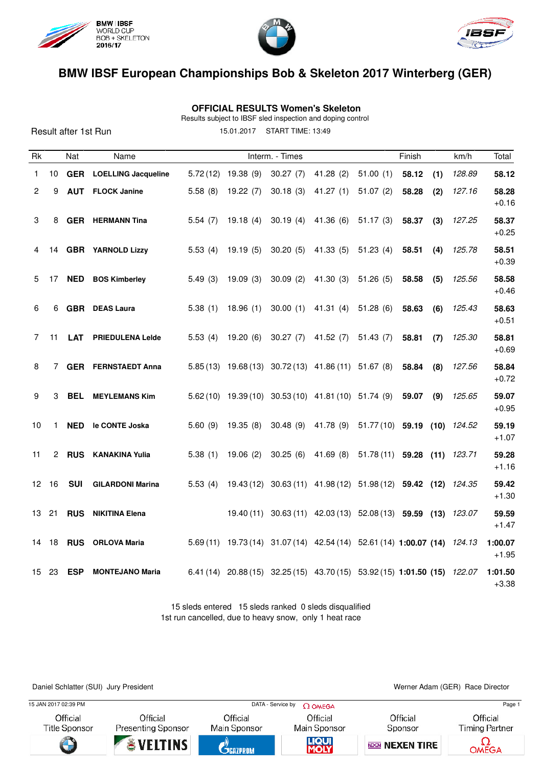# BMW IBSF European Championships Bob & Skeleton 2017 Winterberg (GER)

## OFFICIAL RESULTS Women's Skeleton

Results subject to IBSF sled inspection and doping control

Result after 1st Run

15.01.2017 START TIME: 13:49

| Rk | | Nat | Name | Interm. - Times | | | | | Finish | | km/h | Total |
|---|---|---|---|---|---|---|---|---|---|---|---|---|
| 1 | 10 | **GER** | **LOELLING Jacqueline** | 5.72 (12) | 19.38 (9) | 30.27 (7) | 41.28 (2) | 51.00 (1) | **58.12** | **(1)** | *128.89* | **58.12** |
| 2 | 9 | **AUT** | **FLOCK Janine** | 5.58 (8) | 19.22 (7) | 30.18 (3) | 41.27 (1) | 51.07 (2) | **58.28** | **(2)** | *127.16* | **58.28** +0.16 |
| 3 | 8 | **GER** | **HERMANN Tina** | 5.54 (7) | 19.18 (4) | 30.19 (4) | 41.36 (6) | 51.17 (3) | **58.37** | **(3)** | *127.25* | **58.37** +0.25 |
| 4 | 14 | **GBR** | **YARNOLD Lizzy** | 5.53 (4) | 19.19 (5) | 30.20 (5) | 41.33 (5) | 51.23 (4) | **58.51** | **(4)** | *125.78* | **58.51** +0.39 |
| 5 | 17 | **NED** | **BOS Kimberley** | 5.49 (3) | 19.09 (3) | 30.09 (2) | 41.30 (3) | 51.26 (5) | **58.58** | **(5)** | *125.56* | **58.58** +0.46 |
| 6 | 6 | **GBR** | **DEAS Laura** | 5.38 (1) | 18.96 (1) | 30.00 (1) | 41.31 (4) | 51.28 (6) | **58.63** | **(6)** | *125.43* | **58.63** +0.51 |
| 7 | 11 | **LAT** | **PRIEDULENA Lelde** | 5.53 (4) | 19.20 (6) | 30.27 (7) | 41.52 (7) | 51.43 (7) | **58.81** | **(7)** | *125.30* | **58.81** +0.69 |
| 8 | 7 | **GER** | **FERNSTAEDT Anna** | 5.85 (13) | 19.68 (13) | 30.72 (13) | 41.86 (11) | 51.67 (8) | **58.84** | **(8)** | *127.56* | **58.84** +0.72 |
| 9 | 3 | **BEL** | **MEYLEMANS Kim** | 5.62 (10) | 19.39 (10) | 30.53 (10) | 41.81 (10) | 51.74 (9) | **59.07** | **(9)** | *125.65* | **59.07** +0.95 |
| 10 | 1 | **NED** | **le CONTE Joska** | 5.60 (9) | 19.35 (8) | 30.48 (9) | 41.78 (9) | 51.77 (10) | **59.19** | **(10)** | *124.52* | **59.19** +1.07 |
| 11 | 2 | **RUS** | **KANAKINA Yulia** | 5.38 (1) | 19.06 (2) | 30.25 (6) | 41.69 (8) | 51.78 (11) | **59.28** | **(11)** | *123.71* | **59.28** +1.16 |
| 12 | 16 | **SUI** | **GILARDONI Marina** | 5.53 (4) | 19.43 (12) | 30.63 (11) | 41.98 (12) | 51.98 (12) | **59.42** | **(12)** | *124.35* | **59.42** +1.30 |
| 13 | 21 | **RUS** | **NIKITINA Elena** | | 19.40 (11) | 30.63 (11) | 42.03 (13) | 52.08 (13) | **59.59** | **(13)** | *123.07* | **59.59** +1.47 |
| 14 | 18 | **RUS** | **ORLOVA Maria** | 5.69 (11) | 19.73 (14) | 31.07 (14) | 42.54 (14) | 52.61 (14) | **1:00.07** | **(14)** | *124.13* | **1:00.07** +1.95 |
| 15 | 23 | **ESP** | **MONTEJANO Maria** | 6.41 (14) | 20.88 (15) | 32.25 (15) | 43.70 (15) | 53.92 (15) | **1:01.50** | **(15)** | *122.07* | **1:01.50** +3.38 |

15 sleds entered 15 sleds ranked 0 sleds disqualified

1st run cancelled, due to heavy snow, only 1 heat race

Daniel Schlatter (SUI) Jury President

Werner Adam (GER) Race Director